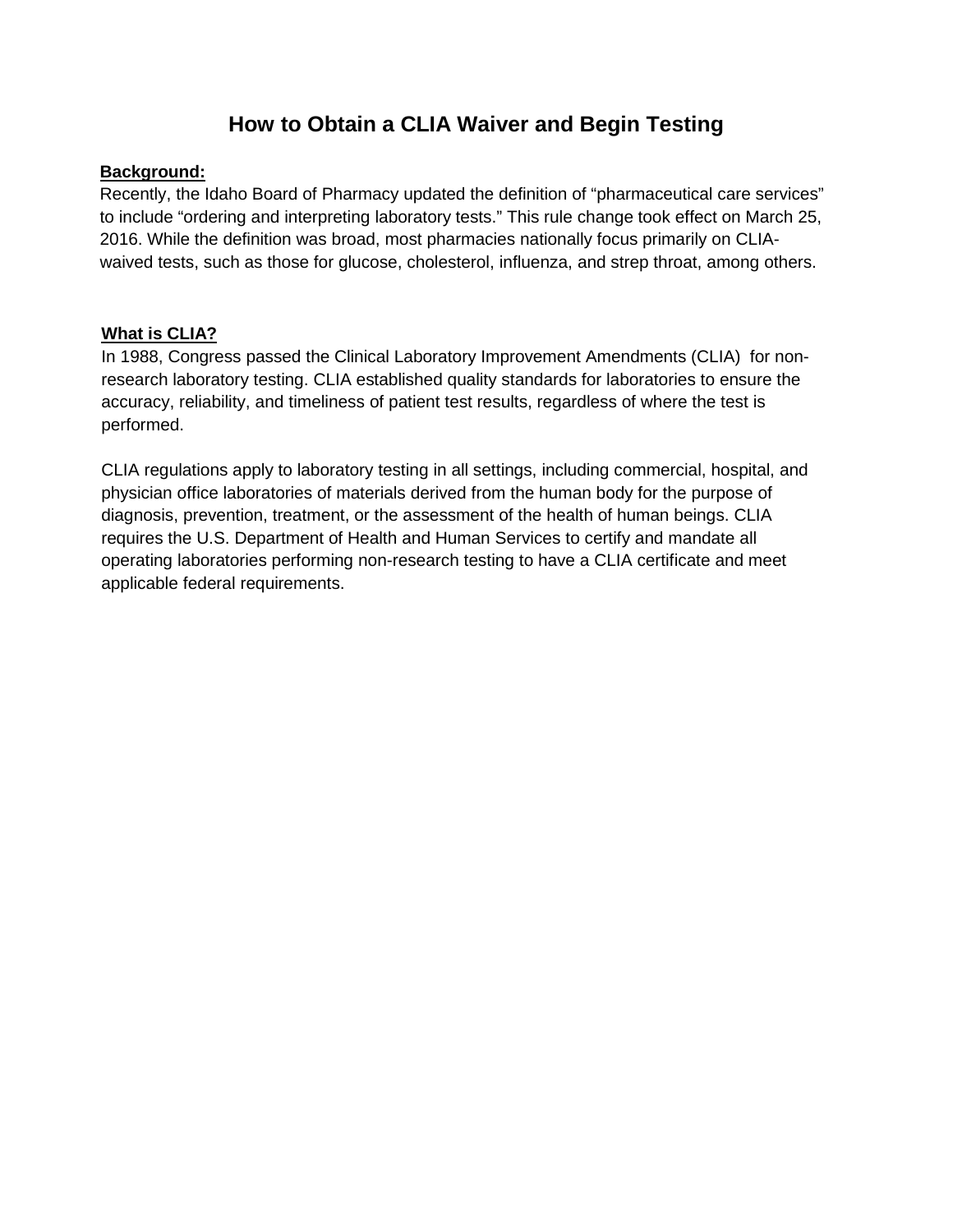# How to Obtain a CLIA Waiver and Begin Testing

**Background:**

Recently, the Idaho Board of Pharmacy updated the definition of "pharmaceutical care services" to include "ordering and interpreting laboratory tests." This rule change took effect on March 25, 2016. While the definition was broad, most pharmacies nationally focus primarily on CLIA-waived tests, such as those for glucose, cholesterol, influenza, and strep throat, among others.

**What is CLIA?**

In 1988, Congress passed the Clinical Laboratory Improvement Amendments (CLIA) for non-research laboratory testing. CLIA established quality standards for laboratories to ensure the accuracy, reliability, and timeliness of patient test results, regardless of where the test is performed.

CLIA regulations apply to laboratory testing in all settings, including commercial, hospital, and physician office laboratories of materials derived from the human body for the purpose of diagnosis, prevention, treatment, or the assessment of the health of human beings. CLIA requires the U.S. Department of Health and Human Services to certify and mandate all operating laboratories performing non-research testing to have a CLIA certificate and meet applicable federal requirements.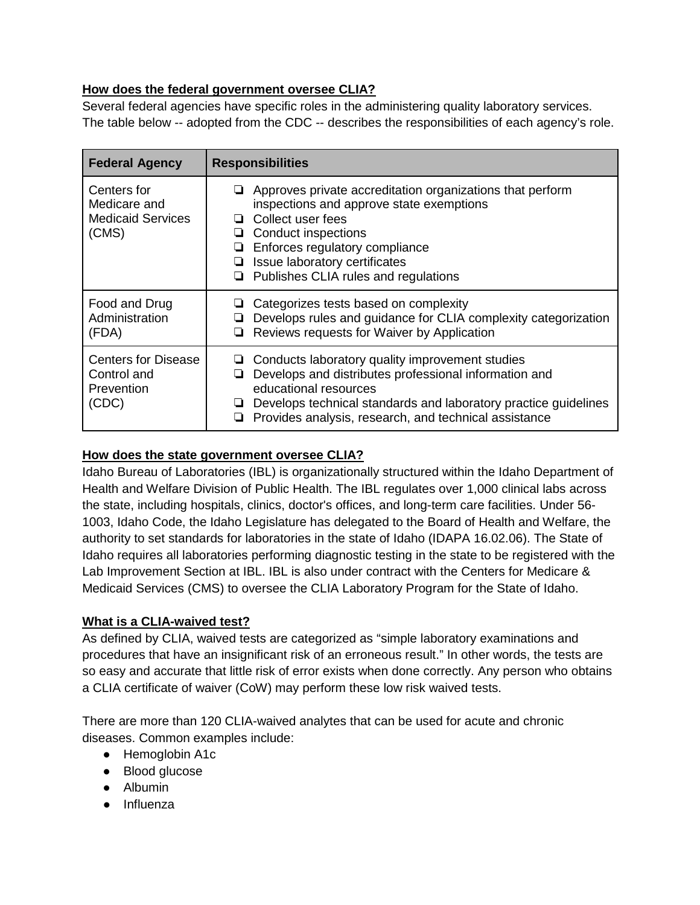**How does the federal government oversee CLIA?**

Several federal agencies have specific roles in the administering quality laboratory services. The table below -- adopted from the CDC -- describes the responsibilities of each agency's role.

| Federal Agency | Responsibilities |
|---|---|
| Centers for Medicare and Medicaid Services (CMS) | ❏ Approves private accreditation organizations that perform inspections and approve state exemptions<br>❏ Collect user fees<br>❏ Conduct inspections<br>❏ Enforces regulatory compliance<br>❏ Issue laboratory certificates<br>❏ Publishes CLIA rules and regulations |
| Food and Drug Administration (FDA) | ❏ Categorizes tests based on complexity<br>❏ Develops rules and guidance for CLIA complexity categorization<br>❏ Reviews requests for Waiver by Application |
| Centers for Disease Control and Prevention (CDC) | ❏ Conducts laboratory quality improvement studies<br>❏ Develops and distributes professional information and educational resources<br>❏ Develops technical standards and laboratory practice guidelines<br>❏ Provides analysis, research, and technical assistance |

**How does the state government oversee CLIA?**

Idaho Bureau of Laboratories (IBL) is organizationally structured within the Idaho Department of Health and Welfare Division of Public Health. The IBL regulates over 1,000 clinical labs across the state, including hospitals, clinics, doctor's offices, and long-term care facilities. Under 56-1003, Idaho Code, the Idaho Legislature has delegated to the Board of Health and Welfare, the authority to set standards for laboratories in the state of Idaho (IDAPA 16.02.06). The State of Idaho requires all laboratories performing diagnostic testing in the state to be registered with the Lab Improvement Section at IBL. IBL is also under contract with the Centers for Medicare & Medicaid Services (CMS) to oversee the CLIA Laboratory Program for the State of Idaho.

**What is a CLIA-waived test?**

As defined by CLIA, waived tests are categorized as "simple laboratory examinations and procedures that have an insignificant risk of an erroneous result." In other words, the tests are so easy and accurate that little risk of error exists when done correctly. Any person who obtains a CLIA certificate of waiver (CoW) may perform these low risk waived tests.

There are more than 120 CLIA-waived analytes that can be used for acute and chronic diseases. Common examples include:

- Hemoglobin A1c
- Blood glucose
- Albumin
- Influenza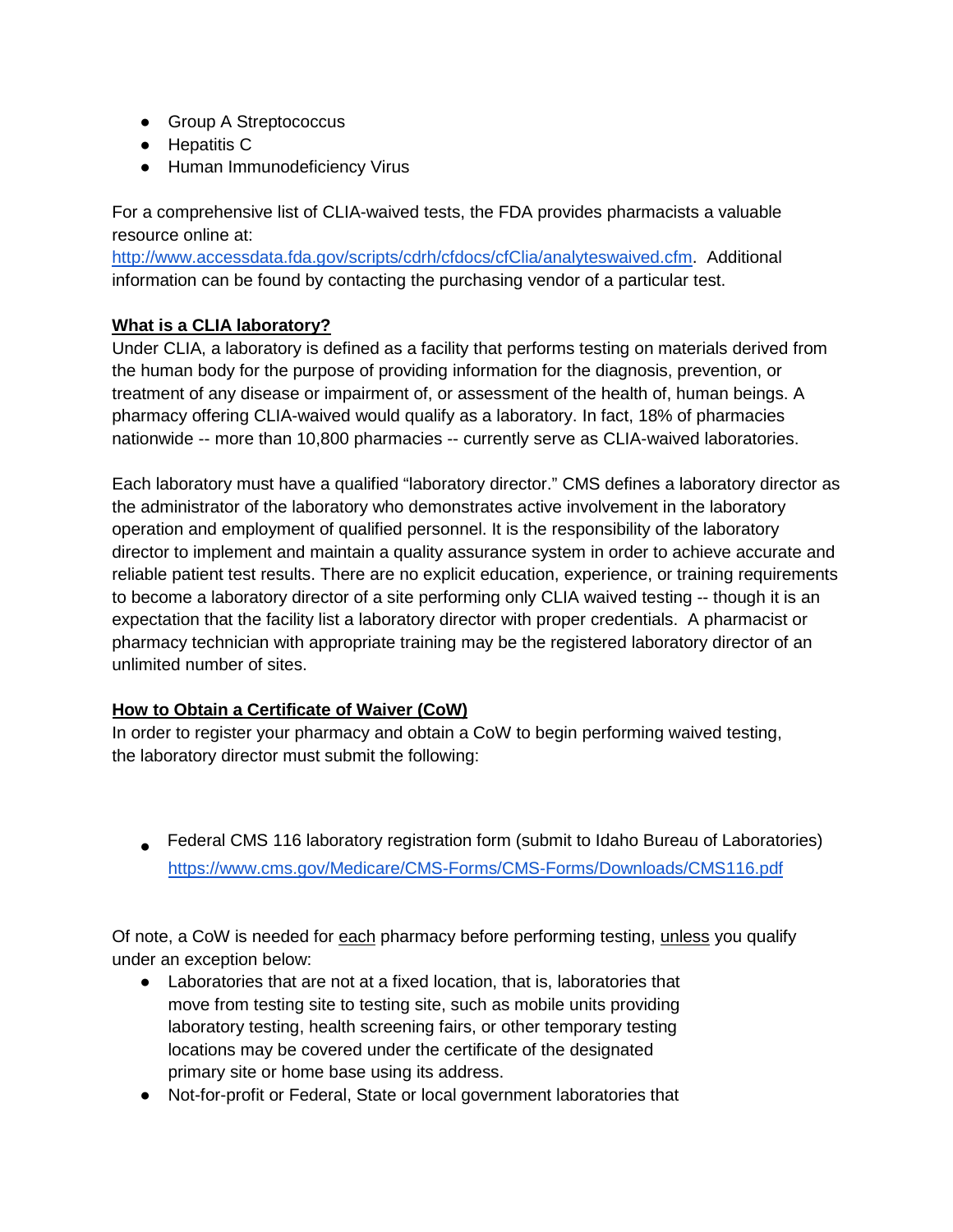- Group A Streptococcus
- Hepatitis C
- Human Immunodeficiency Virus

For a comprehensive list of CLIA-waived tests, the FDA provides pharmacists a valuable resource online at: http://www.accessdata.fda.gov/scripts/cdrh/cfdocs/cfClia/analyteswaived.cfm. Additional information can be found by contacting the purchasing vendor of a particular test.

**What is a CLIA laboratory?**

Under CLIA, a laboratory is defined as a facility that performs testing on materials derived from the human body for the purpose of providing information for the diagnosis, prevention, or treatment of any disease or impairment of, or assessment of the health of, human beings. A pharmacy offering CLIA-waived would qualify as a laboratory. In fact, 18% of pharmacies nationwide -- more than 10,800 pharmacies -- currently serve as CLIA-waived laboratories.

Each laboratory must have a qualified "laboratory director." CMS defines a laboratory director as the administrator of the laboratory who demonstrates active involvement in the laboratory operation and employment of qualified personnel. It is the responsibility of the laboratory director to implement and maintain a quality assurance system in order to achieve accurate and reliable patient test results. There are no explicit education, experience, or training requirements to become a laboratory director of a site performing only CLIA waived testing -- though it is an expectation that the facility list a laboratory director with proper credentials. A pharmacist or pharmacy technician with appropriate training may be the registered laboratory director of an unlimited number of sites.

**How to Obtain a Certificate of Waiver (CoW)**

In order to register your pharmacy and obtain a CoW to begin performing waived testing, the laboratory director must submit the following:

- Federal CMS 116 laboratory registration form (submit to Idaho Bureau of Laboratories) https://www.cms.gov/Medicare/CMS-Forms/CMS-Forms/Downloads/CMS116.pdf

Of note, a CoW is needed for each pharmacy before performing testing, unless you qualify under an exception below:

- Laboratories that are not at a fixed location, that is, laboratories that move from testing site to testing site, such as mobile units providing laboratory testing, health screening fairs, or other temporary testing locations may be covered under the certificate of the designated primary site or home base using its address.
- Not-for-profit or Federal, State or local government laboratories that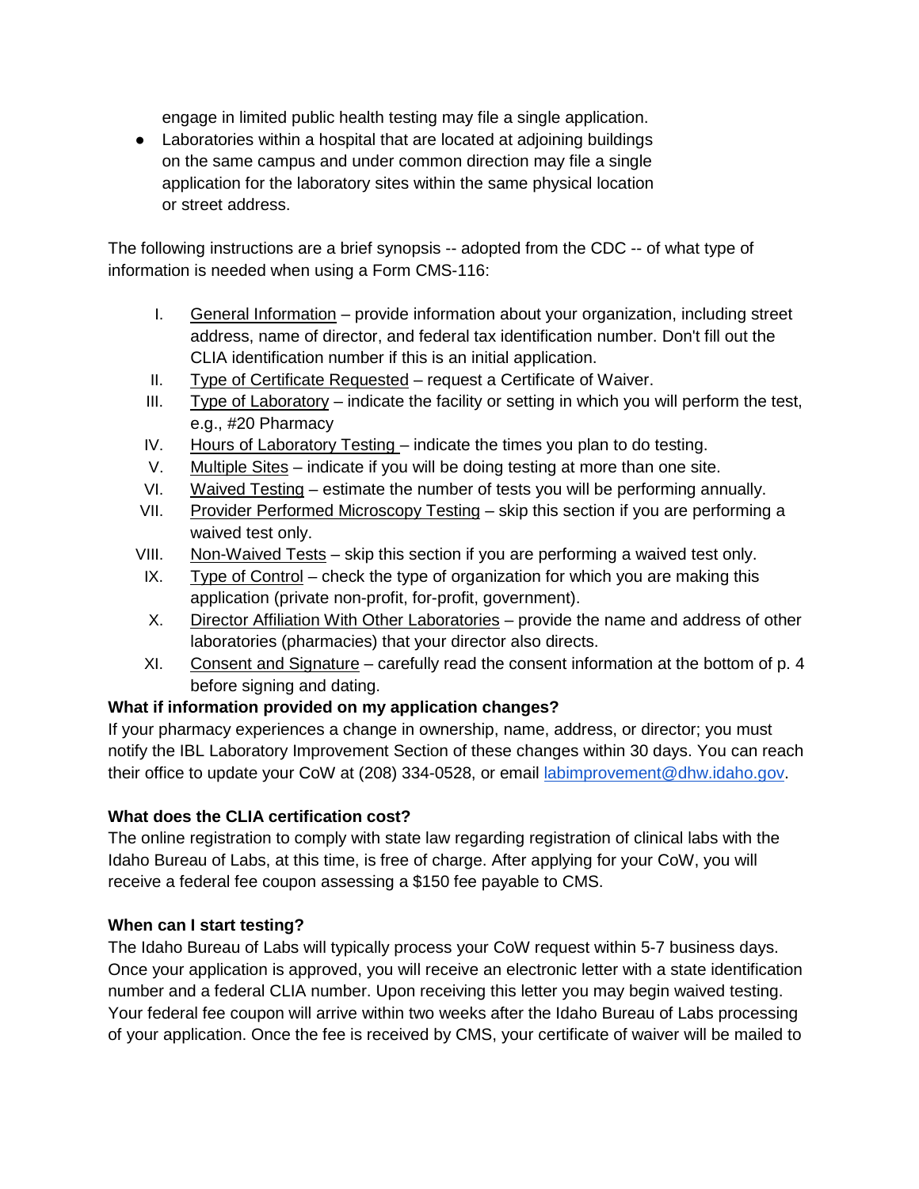engage in limited public health testing may file a single application.

- Laboratories within a hospital that are located at adjoining buildings on the same campus and under common direction may file a single application for the laboratory sites within the same physical location or street address.

The following instructions are a brief synopsis -- adopted from the CDC -- of what type of information is needed when using a Form CMS-116:

I. General Information – provide information about your organization, including street address, name of director, and federal tax identification number. Don't fill out the CLIA identification number if this is an initial application.
II. Type of Certificate Requested – request a Certificate of Waiver.
III. Type of Laboratory – indicate the facility or setting in which you will perform the test, e.g., #20 Pharmacy
IV. Hours of Laboratory Testing – indicate the times you plan to do testing.
V. Multiple Sites – indicate if you will be doing testing at more than one site.
VI. Waived Testing – estimate the number of tests you will be performing annually.
VII. Provider Performed Microscopy Testing – skip this section if you are performing a waived test only.
VIII. Non-Waived Tests – skip this section if you are performing a waived test only.
IX. Type of Control – check the type of organization for which you are making this application (private non-profit, for-profit, government).
X. Director Affiliation With Other Laboratories – provide the name and address of other laboratories (pharmacies) that your director also directs.
XI. Consent and Signature – carefully read the consent information at the bottom of p. 4 before signing and dating.

**What if information provided on my application changes?**

If your pharmacy experiences a change in ownership, name, address, or director; you must notify the IBL Laboratory Improvement Section of these changes within 30 days. You can reach their office to update your CoW at (208) 334-0528, or email labimprovement@dhw.idaho.gov.

**What does the CLIA certification cost?**

The online registration to comply with state law regarding registration of clinical labs with the Idaho Bureau of Labs, at this time, is free of charge. After applying for your CoW, you will receive a federal fee coupon assessing a $150 fee payable to CMS.

**When can I start testing?**

The Idaho Bureau of Labs will typically process your CoW request within 5-7 business days. Once your application is approved, you will receive an electronic letter with a state identification number and a federal CLIA number. Upon receiving this letter you may begin waived testing. Your federal fee coupon will arrive within two weeks after the Idaho Bureau of Labs processing of your application. Once the fee is received by CMS, your certificate of waiver will be mailed to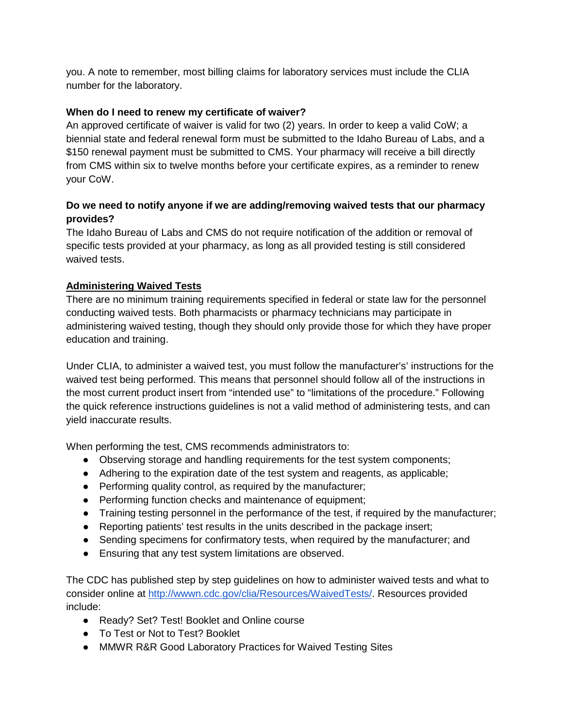you. A note to remember, most billing claims for laboratory services must include the CLIA number for the laboratory.

**When do I need to renew my certificate of waiver?**
An approved certificate of waiver is valid for two (2) years. In order to keep a valid CoW; a biennial state and federal renewal form must be submitted to the Idaho Bureau of Labs, and a $150 renewal payment must be submitted to CMS. Your pharmacy will receive a bill directly from CMS within six to twelve months before your certificate expires, as a reminder to renew your CoW.

**Do we need to notify anyone if we are adding/removing waived tests that our pharmacy provides?**
The Idaho Bureau of Labs and CMS do not require notification of the addition or removal of specific tests provided at your pharmacy, as long as all provided testing is still considered waived tests.

**<u>Administering Waived Tests</u>**
There are no minimum training requirements specified in federal or state law for the personnel conducting waived tests. Both pharmacists or pharmacy technicians may participate in administering waived testing, though they should only provide those for which they have proper education and training.

Under CLIA, to administer a waived test, you must follow the manufacturer's' instructions for the waived test being performed. This means that personnel should follow all of the instructions in the most current product insert from "intended use" to "limitations of the procedure." Following the quick reference instructions guidelines is not a valid method of administering tests, and can yield inaccurate results.

When performing the test, CMS recommends administrators to:

- Observing storage and handling requirements for the test system components;
- Adhering to the expiration date of the test system and reagents, as applicable;
- Performing quality control, as required by the manufacturer;
- Performing function checks and maintenance of equipment;
- Training testing personnel in the performance of the test, if required by the manufacturer;
- Reporting patients' test results in the units described in the package insert;
- Sending specimens for confirmatory tests, when required by the manufacturer; and
- Ensuring that any test system limitations are observed.

The CDC has published step by step guidelines on how to administer waived tests and what to consider online at [http://wwwn.cdc.gov/clia/Resources/WaivedTests/](http://wwwn.cdc.gov/clia/Resources/WaivedTests/). Resources provided include:

- Ready? Set? Test! Booklet and Online course
- To Test or Not to Test? Booklet
- MMWR R&R Good Laboratory Practices for Waived Testing Sites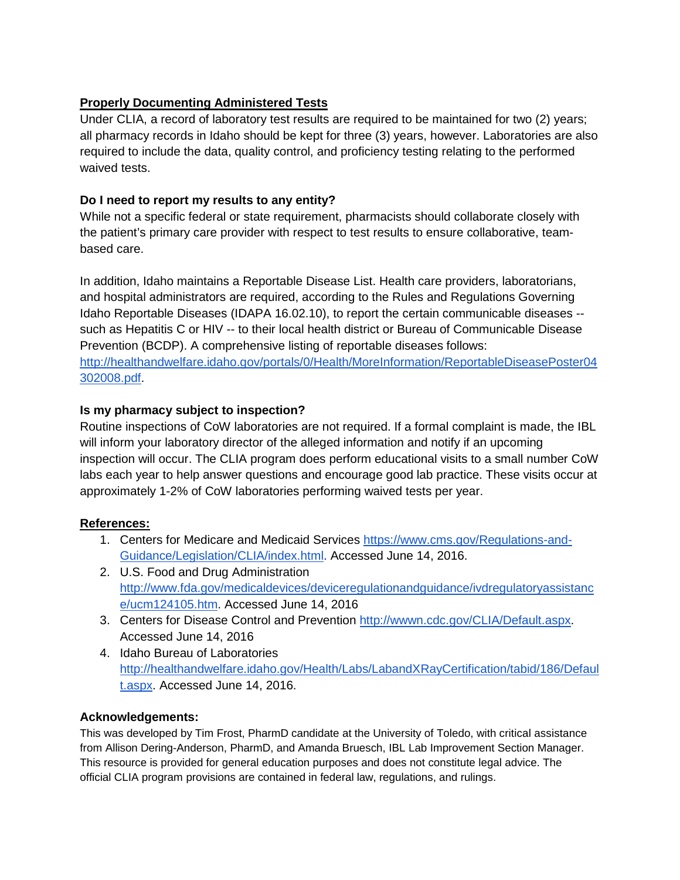## Properly Documenting Administered Tests

Under CLIA, a record of laboratory test results are required to be maintained for two (2) years; all pharmacy records in Idaho should be kept for three (3) years, however. Laboratories are also required to include the data, quality control, and proficiency testing relating to the performed waived tests.

### Do I need to report my results to any entity?

While not a specific federal or state requirement, pharmacists should collaborate closely with the patient's primary care provider with respect to test results to ensure collaborative, team-based care.

In addition, Idaho maintains a Reportable Disease List. Health care providers, laboratorians, and hospital administrators are required, according to the Rules and Regulations Governing Idaho Reportable Diseases (IDAPA 16.02.10), to report the certain communicable diseases -- such as Hepatitis C or HIV -- to their local health district or Bureau of Communicable Disease Prevention (BCDP). A comprehensive listing of reportable diseases follows: http://healthandwelfare.idaho.gov/portals/0/Health/MoreInformation/ReportableDiseasePoster04302008.pdf.

### Is my pharmacy subject to inspection?

Routine inspections of CoW laboratories are not required. If a formal complaint is made, the IBL will inform your laboratory director of the alleged information and notify if an upcoming inspection will occur. The CLIA program does perform educational visits to a small number CoW labs each year to help answer questions and encourage good lab practice. These visits occur at approximately 1-2% of CoW laboratories performing waived tests per year.

## References:

1. Centers for Medicare and Medicaid Services https://www.cms.gov/Regulations-and-Guidance/Legislation/CLIA/index.html. Accessed June 14, 2016.
2. U.S. Food and Drug Administration http://www.fda.gov/medicaldevices/deviceregulationandguidance/ivdregulatoryassistance/ucm124105.htm. Accessed June 14, 2016
3. Centers for Disease Control and Prevention http://wwwn.cdc.gov/CLIA/Default.aspx. Accessed June 14, 2016
4. Idaho Bureau of Laboratories http://healthandwelfare.idaho.gov/Health/Labs/LabandXRayCertification/tabid/186/Default.aspx. Accessed June 14, 2016.

### Acknowledgements:

This was developed by Tim Frost, PharmD candidate at the University of Toledo, with critical assistance from Allison Dering-Anderson, PharmD, and Amanda Bruesch, IBL Lab Improvement Section Manager. This resource is provided for general education purposes and does not constitute legal advice. The official CLIA program provisions are contained in federal law, regulations, and rulings.